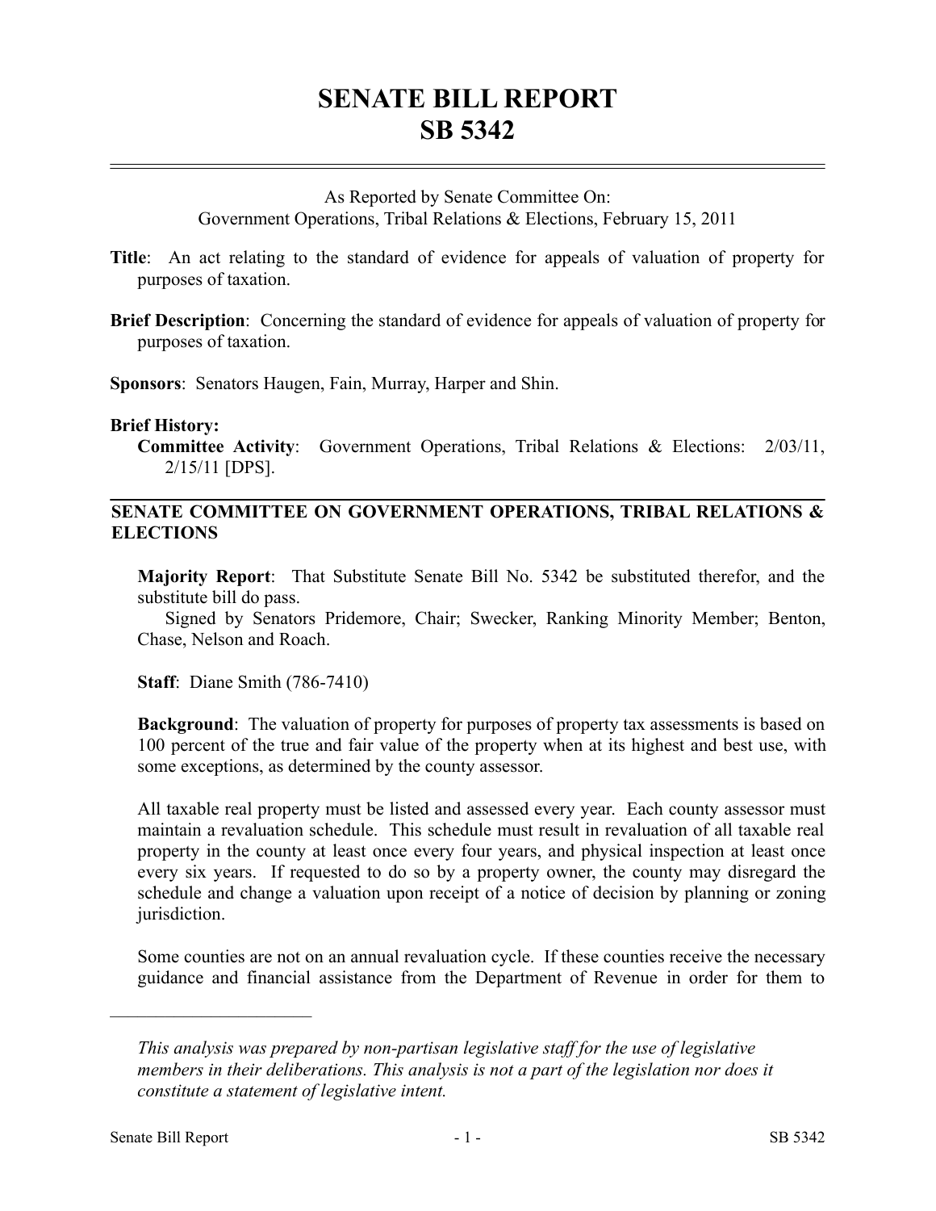# SENATE BILL REPORT
# SB 5342

As Reported by Senate Committee On:
Government Operations, Tribal Relations & Elections, February 15, 2011

**Title**: An act relating to the standard of evidence for appeals of valuation of property for purposes of taxation.

**Brief Description**: Concerning the standard of evidence for appeals of valuation of property for purposes of taxation.

**Sponsors**: Senators Haugen, Fain, Murray, Harper and Shin.

**Brief History:**

**Committee Activity**: Government Operations, Tribal Relations & Elections: 2/03/11, 2/15/11 [DPS].

## SENATE COMMITTEE ON GOVERNMENT OPERATIONS, TRIBAL RELATIONS & ELECTIONS

**Majority Report**: That Substitute Senate Bill No. 5342 be substituted therefor, and the substitute bill do pass.

Signed by Senators Pridemore, Chair; Swecker, Ranking Minority Member; Benton, Chase, Nelson and Roach.

**Staff**: Diane Smith (786-7410)

**Background**: The valuation of property for purposes of property tax assessments is based on 100 percent of the true and fair value of the property when at its highest and best use, with some exceptions, as determined by the county assessor.

All taxable real property must be listed and assessed every year. Each county assessor must maintain a revaluation schedule. This schedule must result in revaluation of all taxable real property in the county at least once every four years, and physical inspection at least once every six years. If requested to do so by a property owner, the county may disregard the schedule and change a valuation upon receipt of a notice of decision by planning or zoning jurisdiction.

Some counties are not on an annual revaluation cycle. If these counties receive the necessary guidance and financial assistance from the Department of Revenue in order for them to

---

*This analysis was prepared by non-partisan legislative staff for the use of legislative members in their deliberations. This analysis is not a part of the legislation nor does it constitute a statement of legislative intent.*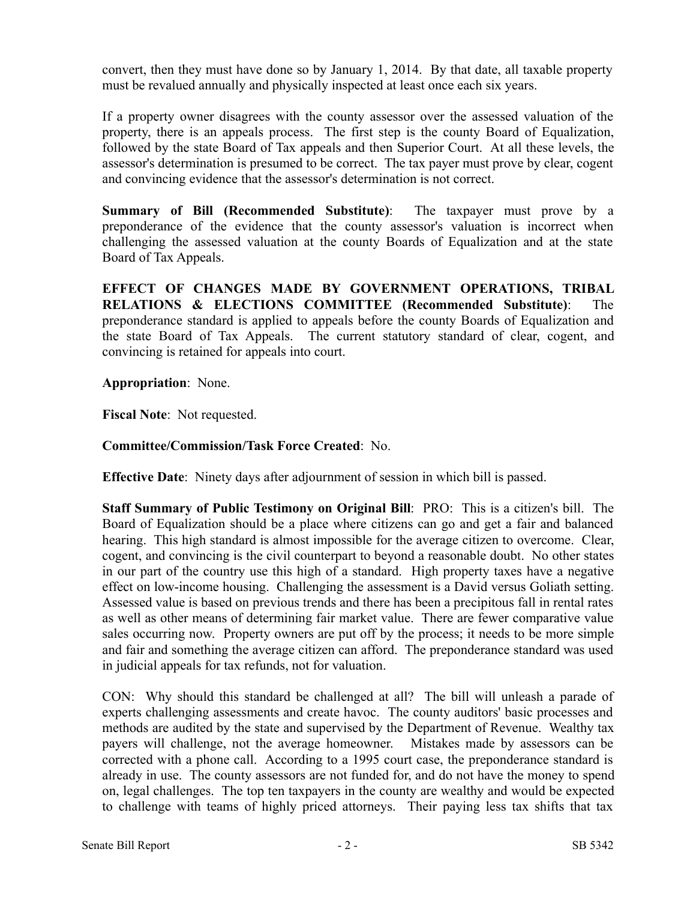convert, then they must have done so by January 1, 2014. By that date, all taxable property must be revalued annually and physically inspected at least once each six years.

If a property owner disagrees with the county assessor over the assessed valuation of the property, there is an appeals process. The first step is the county Board of Equalization, followed by the state Board of Tax appeals and then Superior Court. At all these levels, the assessor's determination is presumed to be correct. The tax payer must prove by clear, cogent and convincing evidence that the assessor's determination is not correct.

**Summary of Bill (Recommended Substitute)**: The taxpayer must prove by a preponderance of the evidence that the county assessor's valuation is incorrect when challenging the assessed valuation at the county Boards of Equalization and at the state Board of Tax Appeals.

**EFFECT OF CHANGES MADE BY GOVERNMENT OPERATIONS, TRIBAL RELATIONS & ELECTIONS COMMITTEE (Recommended Substitute)**: The preponderance standard is applied to appeals before the county Boards of Equalization and the state Board of Tax Appeals. The current statutory standard of clear, cogent, and convincing is retained for appeals into court.

**Appropriation**: None.

**Fiscal Note**: Not requested.

**Committee/Commission/Task Force Created**: No.

**Effective Date**: Ninety days after adjournment of session in which bill is passed.

**Staff Summary of Public Testimony on Original Bill**: PRO: This is a citizen's bill. The Board of Equalization should be a place where citizens can go and get a fair and balanced hearing. This high standard is almost impossible for the average citizen to overcome. Clear, cogent, and convincing is the civil counterpart to beyond a reasonable doubt. No other states in our part of the country use this high of a standard. High property taxes have a negative effect on low-income housing. Challenging the assessment is a David versus Goliath setting. Assessed value is based on previous trends and there has been a precipitous fall in rental rates as well as other means of determining fair market value. There are fewer comparative value sales occurring now. Property owners are put off by the process; it needs to be more simple and fair and something the average citizen can afford. The preponderance standard was used in judicial appeals for tax refunds, not for valuation.

CON: Why should this standard be challenged at all? The bill will unleash a parade of experts challenging assessments and create havoc. The county auditors' basic processes and methods are audited by the state and supervised by the Department of Revenue. Wealthy tax payers will challenge, not the average homeowner. Mistakes made by assessors can be corrected with a phone call. According to a 1995 court case, the preponderance standard is already in use. The county assessors are not funded for, and do not have the money to spend on, legal challenges. The top ten taxpayers in the county are wealthy and would be expected to challenge with teams of highly priced attorneys. Their paying less tax shifts that tax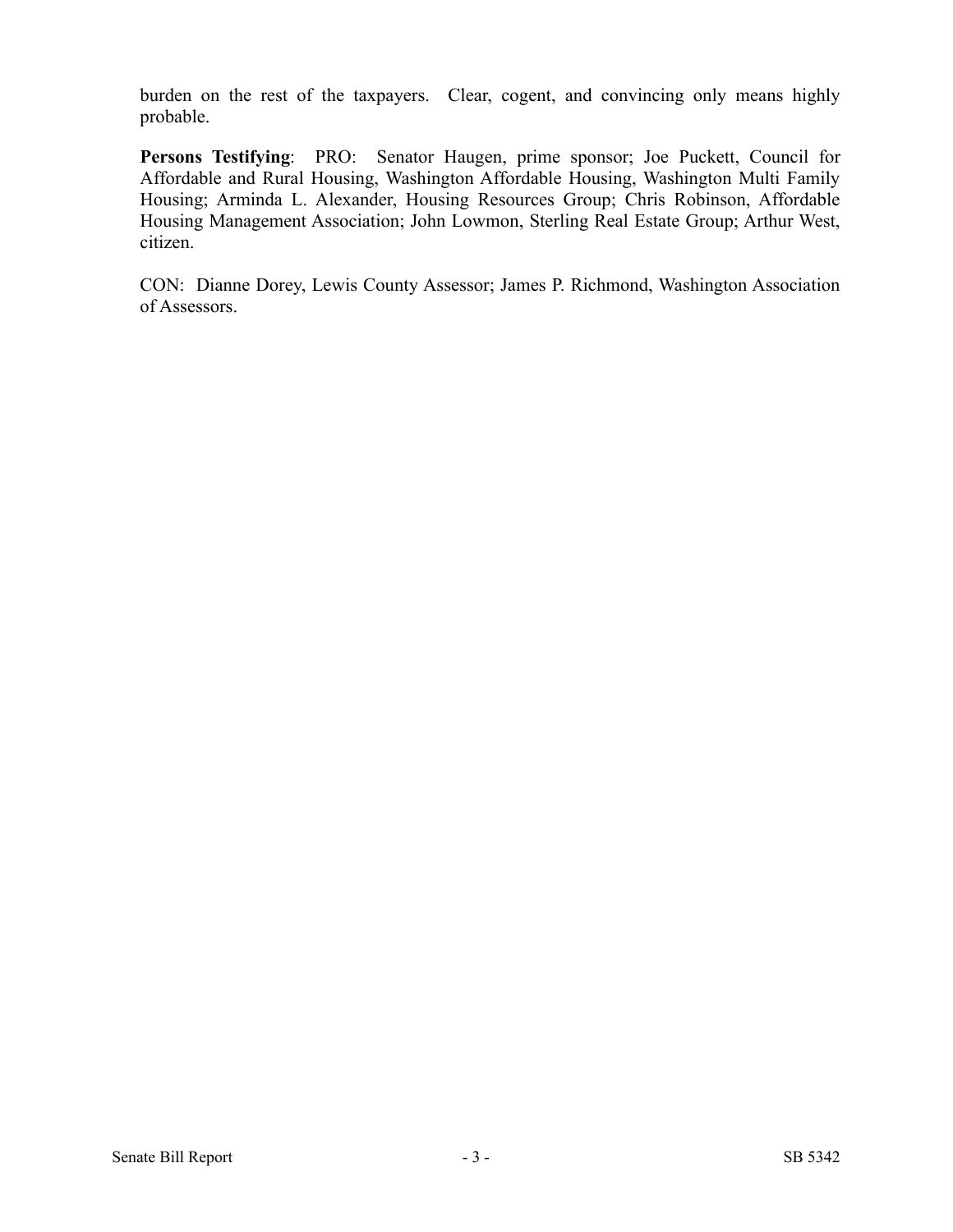burden on the rest of the taxpayers. Clear, cogent, and convincing only means highly probable.

**Persons Testifying**: PRO: Senator Haugen, prime sponsor; Joe Puckett, Council for Affordable and Rural Housing, Washington Affordable Housing, Washington Multi Family Housing; Arminda L. Alexander, Housing Resources Group; Chris Robinson, Affordable Housing Management Association; John Lowmon, Sterling Real Estate Group; Arthur West, citizen.

CON: Dianne Dorey, Lewis County Assessor; James P. Richmond, Washington Association of Assessors.